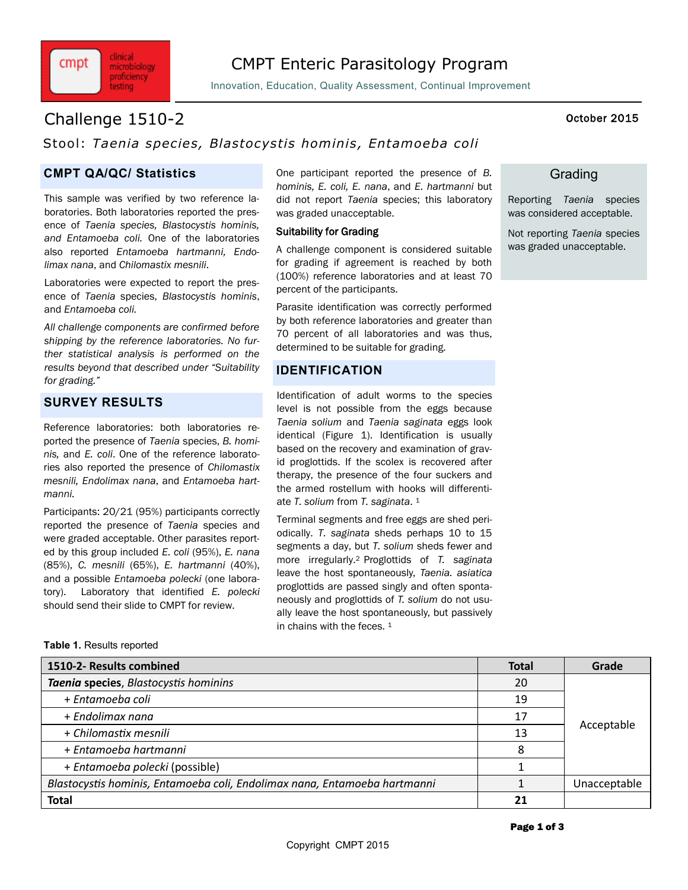# CMPT Enteric Parasitology Program

Innovation, Education, Quality Assessment, Continual Improvement

## Challenge 1510-2

October 2015

Stool: *Taenia species, Blastocystis hominis, Entamoeba coli*

## CMPT QA/QC/ Statistics

This sample was verified by two reference laboratories. Both laboratories reported the presence of *Taenia species, Blastocystis hominis, and Entamoeba coli.* One of the laboratories also reported *Entamoeba hartmanni, Endolimax nana*, and *Chilomastix mesnili*.

Laboratories were expected to report the presence of *Taenia* species, *Blastocystis hominis*, and *Entamoeba coli.*

*All challenge components are confirmed before shipping by the reference laboratories. No further statistical analysis is performed on the results beyond that described under "Suitability for grading."*

## SURVEY RESULTS

Reference laboratories: both laboratories reported the presence of *Taenia* species, *B. hominis,* and *E. coli*. One of the reference laboratories also reported the presence of *Chilomastix mesnili, Endolimax nana*, and *Entamoeba hartmanni.*

Participants: 20/21 (95%) participants correctly reported the presence of *Taenia* species and were graded acceptable. Other parasites reported by this group included *E. coli* (95%), *E. nana* (85%), *C. mesnili* (65%), *E. hartmanni* (40%), and a possible *Entamoeba polecki* (one laboratory). Laboratory that identified *E. polecki* should send their slide to CMPT for review.

One participant reported the presence of *B. hominis, E. coli, E. nana*, and *E. hartmanni* but did not report *Taenia* species; this laboratory was graded unacceptable.

### Suitability for Grading

A challenge component is considered suitable for grading if agreement is reached by both (100%) reference laboratories and at least 70 percent of the participants.

Parasite identification was correctly performed by both reference laboratories and greater than 70 percent of all laboratories and was thus, determined to be suitable for grading.

## IDENTIFICATION

Identification of adult worms to the species level is not possible from the eggs because *Taenia solium* and *Taenia saginata* eggs look identical (Figure 1). Identification is usually based on the recovery and examination of gravid proglottids. If the scolex is recovered after therapy, the presence of the four suckers and the armed rostellum with hooks will differentiate *T. solium* from *T. saginata*. [1]

Terminal segments and free eggs are shed periodically. *T. saginata* sheds perhaps 10 to 15 segments a day, but *T. solium* sheds fewer and more irregularly.[2] Proglottids of *T. saginata* leave the host spontaneously, *Taenia. asiatica* proglottids are passed singly and often spontaneously and proglottids of *T. solium* do not usually leave the host spontaneously, but passively in chains with the feces. [1]

## Grading

Reporting *Taenia* species was considered acceptable.

Not reporting *Taenia* species was graded unacceptable.

**Table 1.** Results reported

| 1510-2- Results combined | Total | Grade |
|---|---|---|
| ***Taenia* species**, *Blastocystis hominins* | 20 | Acceptable |
| + *Entamoeba coli* | 19 | |
| + *Endolimax nana* | 17 | |
| + *Chilomastix mesnili* | 13 | |
| + *Entamoeba hartmanni* | 8 | |
| + *Entamoeba polecki* (possible) | 1 | |
| *Blastocystis hominis, Entamoeba coli, Endolimax nana, Entamoeba hartmanni* | 1 | Unacceptable |
| **Total** | **21** | |

Copyright CMPT 2015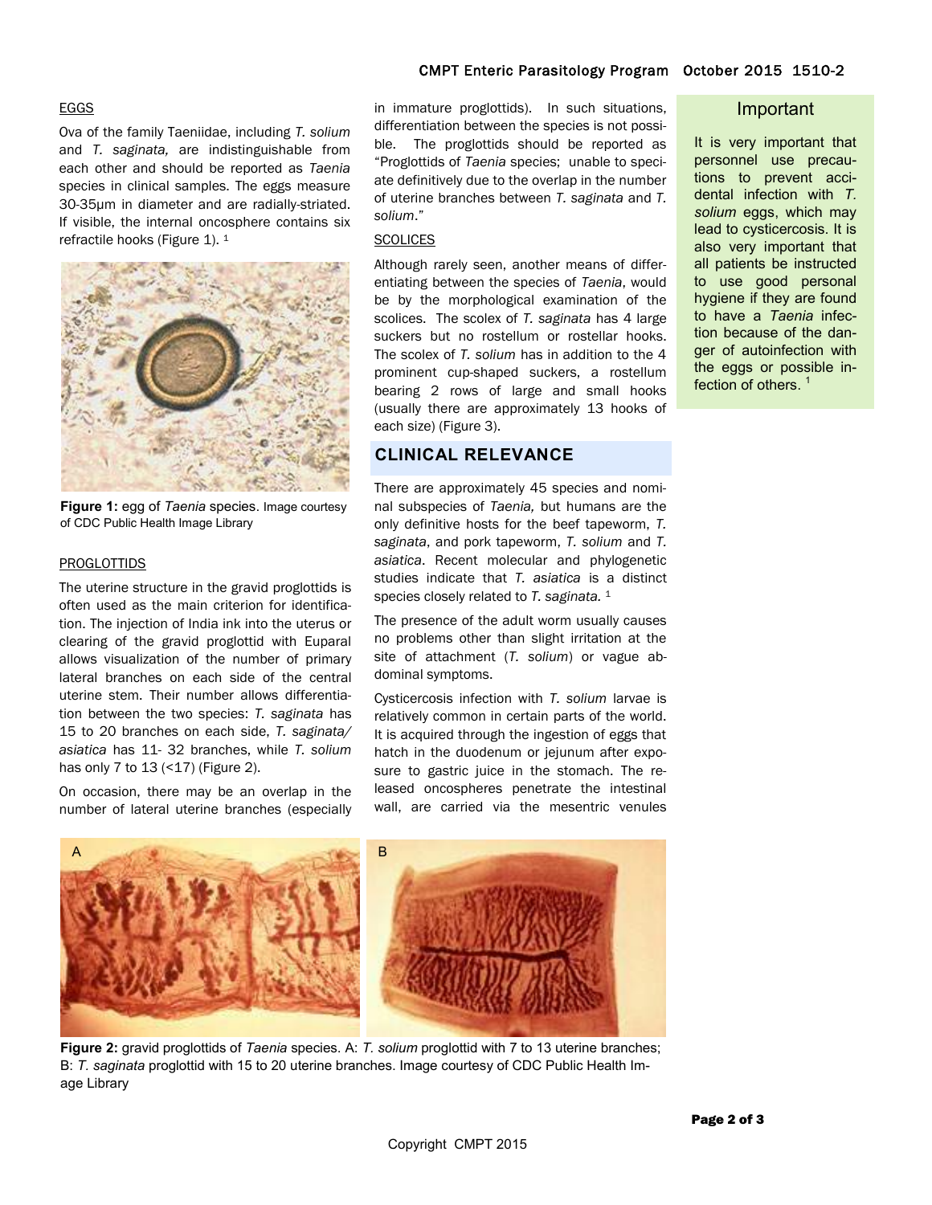### EGGS

Ova of the family Taeniidae, including *T. solium* and *T. saginata,* are indistinguishable from each other and should be reported as *Taenia* species in clinical samples. The eggs measure 30-35μm in diameter and are radially-striated. If visible, the internal oncosphere contains six refractile hooks (Figure 1). [1]

**Figure 1:** egg of *Taenia* species. Image courtesy of CDC Public Health Image Library

### PROGLOTTIDS

The uterine structure in the gravid proglottids is often used as the main criterion for identification. The injection of India ink into the uterus or clearing of the gravid proglottid with Euparal allows visualization of the number of primary lateral branches on each side of the central uterine stem. Their number allows differentiation between the two species: *T. saginata* has 15 to 20 branches on each side, *T. saginata/ asiatica* has 11- 32 branches, while *T. solium* has only 7 to 13 (<17) (Figure 2).

On occasion, there may be an overlap in the number of lateral uterine branches (especially in immature proglottids). In such situations, differentiation between the species is not possible. The proglottids should be reported as "Proglottids of *Taenia* species; unable to speciate definitively due to the overlap in the number of uterine branches between *T. saginata* and *T. solium*."

### SCOLICES

Although rarely seen, another means of differentiating between the species of *Taenia*, would be by the morphological examination of the scolices. The scolex of *T. saginata* has 4 large suckers but no rostellum or rostellar hooks. The scolex of *T. solium* has in addition to the 4 prominent cup-shaped suckers, a rostellum bearing 2 rows of large and small hooks (usually there are approximately 13 hooks of each size) (Figure 3).

## CLINICAL RELEVANCE

There are approximately 45 species and nominal subspecies of *Taenia,* but humans are the only definitive hosts for the beef tapeworm, *T. saginata*, and pork tapeworm, *T. solium* and *T. asiatica*. Recent molecular and phylogenetic studies indicate that *T. asiatica* is a distinct species closely related to *T. saginata.* [1]

The presence of the adult worm usually causes no problems other than slight irritation at the site of attachment (*T. solium*) or vague abdominal symptoms.

Cysticercosis infection with *T. solium* larvae is relatively common in certain parts of the world. It is acquired through the ingestion of eggs that hatch in the duodenum or jejunum after exposure to gastric juice in the stomach. The released oncospheres penetrate the intestinal wall, are carried via the mesentric venules

**Figure 2:** gravid proglottids of *Taenia* species. A: *T. solium* proglottid with 7 to 13 uterine branches; B: *T. saginata* proglottid with 15 to 20 uterine branches. Image courtesy of CDC Public Health Image Library

**Important**

It is very important that personnel use precautions to prevent accidental infection with *T. solium* eggs, which may lead to cysticercosis. It is also very important that all patients be instructed to use good personal hygiene if they are found to have a *Taenia* infection because of the danger of autoinfection with the eggs or possible infection of others. [1]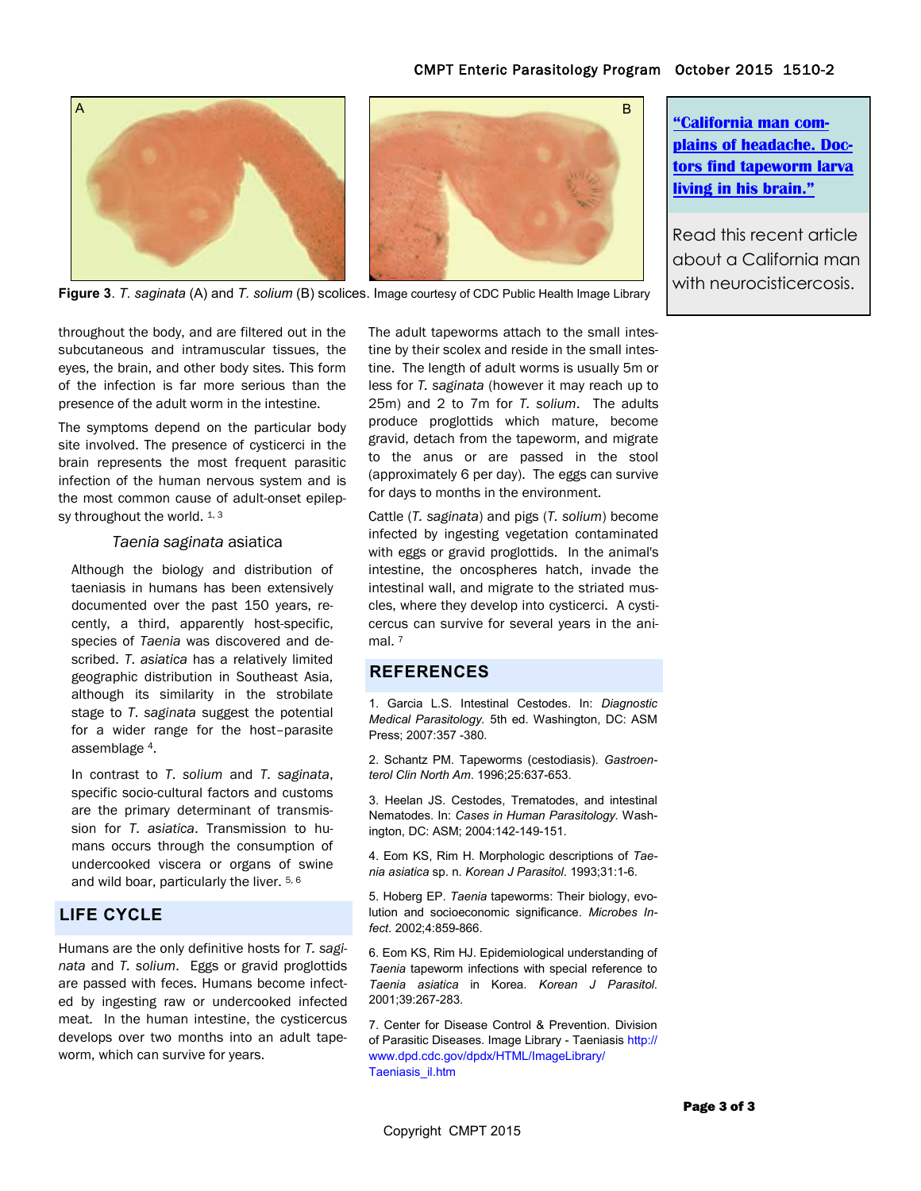**Figure 3**. *T. saginata* (A) and *T. solium* (B) scolices. Image courtesy of CDC Public Health Image Library

**"California man complains of headache. Doctors find tapeworm larva living in his brain."**

Read this recent article about a California man with neurocisticercosis.

throughout the body, and are filtered out in the subcutaneous and intramuscular tissues, the eyes, the brain, and other body sites. This form of the infection is far more serious than the presence of the adult worm in the intestine.

The symptoms depend on the particular body site involved. The presence of cysticerci in the brain represents the most frequent parasitic infection of the human nervous system and is the most common cause of adult-onset epilepsy throughout the world. [1, 3]

### *Taenia saginata* asiatica

Although the biology and distribution of taeniasis in humans has been extensively documented over the past 150 years, recently, a third, apparently host-specific, species of *Taenia* was discovered and described. *T. asiatica* has a relatively limited geographic distribution in Southeast Asia, although its similarity in the strobilate stage to *T. saginata* suggest the potential for a wider range for the host–parasite assemblage [4].

In contrast to *T. solium* and *T. saginata*, specific socio-cultural factors and customs are the primary determinant of transmission for *T. asiatica*. Transmission to humans occurs through the consumption of undercooked viscera or organs of swine and wild boar, particularly the liver. [5, 6]

## LIFE CYCLE

Humans are the only definitive hosts for *T. saginata* and *T. solium*. Eggs or gravid proglottids are passed with feces. Humans become infected by ingesting raw or undercooked infected meat. In the human intestine, the cysticercus develops over two months into an adult tapeworm, which can survive for years.

The adult tapeworms attach to the small intestine by their scolex and reside in the small intestine. The length of adult worms is usually 5m or less for *T. saginata* (however it may reach up to 25m) and 2 to 7m for *T. solium*. The adults produce proglottids which mature, become gravid, detach from the tapeworm, and migrate to the anus or are passed in the stool (approximately 6 per day). The eggs can survive for days to months in the environment.

Cattle (*T. saginata*) and pigs (*T. solium*) become infected by ingesting vegetation contaminated with eggs or gravid proglottids. In the animal's intestine, the oncospheres hatch, invade the intestinal wall, and migrate to the striated muscles, where they develop into cysticerci. A cysticercus can survive for several years in the animal. [7]

## REFERENCES

1. Garcia L.S. Intestinal Cestodes. In: *Diagnostic Medical Parasitology*. 5th ed. Washington, DC: ASM Press; 2007:357 -380.

2. Schantz PM. Tapeworms (cestodiasis). *Gastroenterol Clin North Am*. 1996;25:637-653.

3. Heelan JS. Cestodes, Trematodes, and intestinal Nematodes. In: *Cases in Human Parasitology*. Washington, DC: ASM; 2004:142-149-151.

4. Eom KS, Rim H. Morphologic descriptions of *Taenia asiatica* sp. n. *Korean J Parasitol*. 1993;31:1-6.

5. Hoberg EP. *Taenia* tapeworms: Their biology, evolution and socioeconomic significance. *Microbes Infect*. 2002;4:859-866.

6. Eom KS, Rim HJ. Epidemiological understanding of *Taenia* tapeworm infections with special reference to *Taenia asiatica* in Korea. *Korean J Parasitol*. 2001;39:267-283.

7. Center for Disease Control & Prevention. Division of Parasitic Diseases. Image Library - Taeniasis http://www.dpd.cdc.gov/dpdx/HTML/ImageLibrary/Taeniasis_il.htm

Copyright CMPT 2015